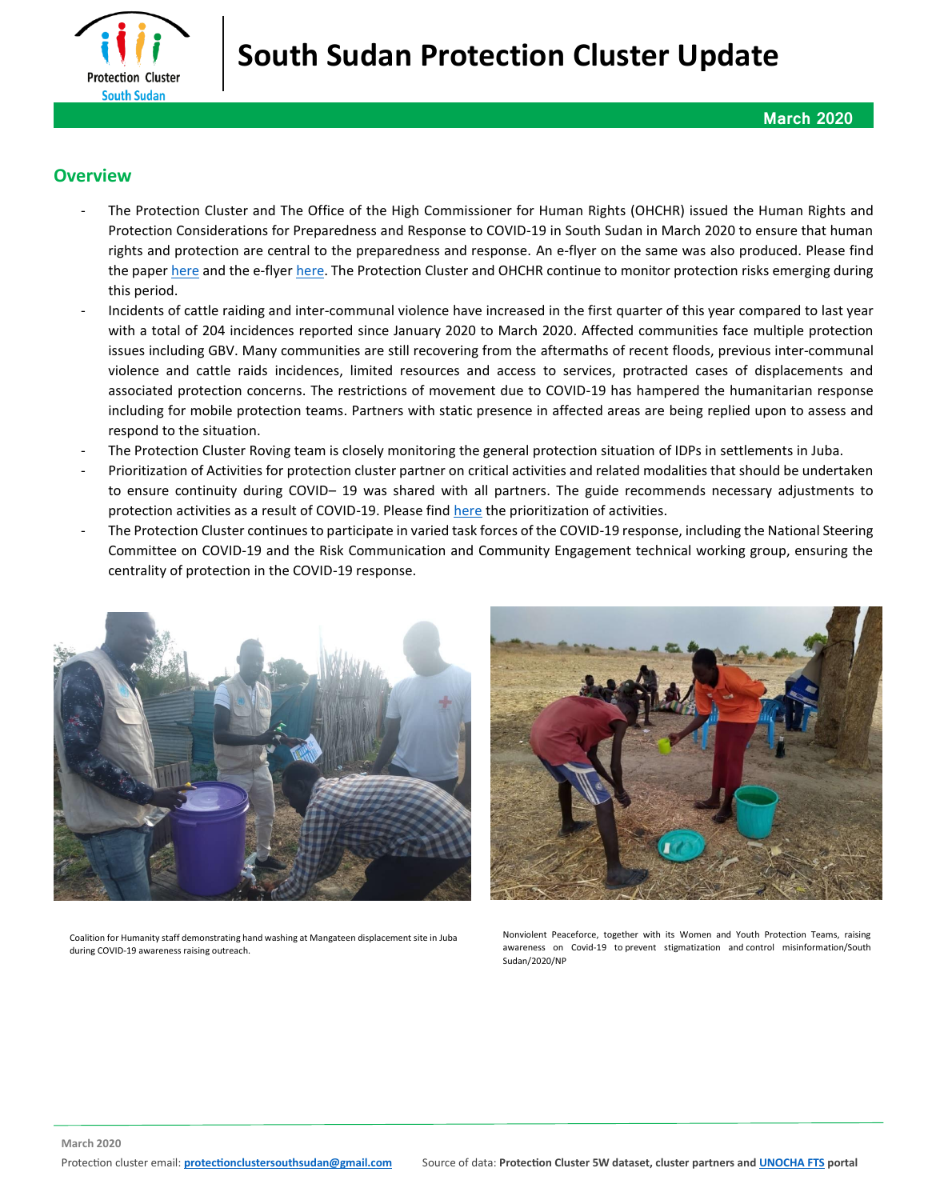# South Sudan Protection Cluster Update

**March 2020**

## Overview

- The Protection Cluster and The Office of the High Commissioner for Human Rights (OHCHR) issued the Human Rights and Protection Considerations for Preparedness and Response to COVID-19 in South Sudan in March 2020 to ensure that human rights and protection are central to the preparedness and response. An e-flyer on the same was also produced. Please find the paper here and the e-flyer here. The Protection Cluster and OHCHR continue to monitor protection risks emerging during this period.
- Incidents of cattle raiding and inter-communal violence have increased in the first quarter of this year compared to last year with a total of 204 incidences reported since January 2020 to March 2020. Affected communities face multiple protection issues including GBV. Many communities are still recovering from the aftermaths of recent floods, previous inter-communal violence and cattle raids incidences, limited resources and access to services, protracted cases of displacements and associated protection concerns. The restrictions of movement due to COVID-19 has hampered the humanitarian response including for mobile protection teams. Partners with static presence in affected areas are being replied upon to assess and respond to the situation.
- The Protection Cluster Roving team is closely monitoring the general protection situation of IDPs in settlements in Juba.
- Prioritization of Activities for protection cluster partner on critical activities and related modalities that should be undertaken to ensure continuity during COVID– 19 was shared with all partners. The guide recommends necessary adjustments to protection activities as a result of COVID-19. Please find here the prioritization of activities.
- The Protection Cluster continues to participate in varied task forces of the COVID-19 response, including the National Steering Committee on COVID-19 and the Risk Communication and Community Engagement technical working group, ensuring the centrality of protection in the COVID-19 response.

Coalition for Humanity staff demonstrating hand washing at Mangateen displacement site in Juba during COVID-19 awareness raising outreach.

Nonviolent Peaceforce, together with its Women and Youth Protection Teams, raising awareness on Covid-19 to prevent stigmatization and control misinformation/South Sudan/2020/NP

March 2020

Protection cluster email: **protectionclustersouthsudan@gmail.com** Source of data: **Protection Cluster 5W dataset, cluster partners and UNOCHA FTS portal**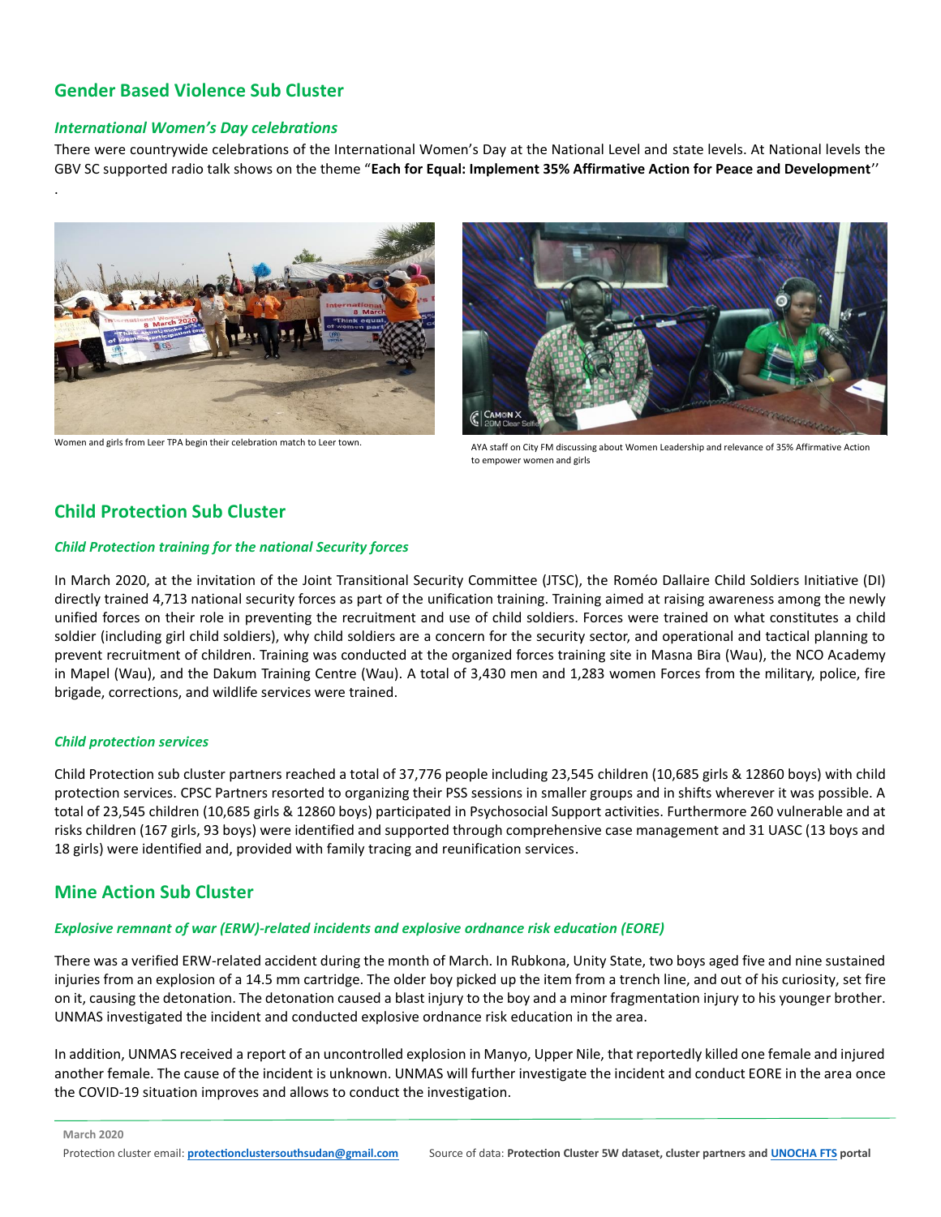## Gender Based Violence Sub Cluster

### *International Women's Day celebrations*

There were countrywide celebrations of the International Women's Day at the National Level and state levels. At National levels the GBV SC supported radio talk shows on the theme "**Each for Equal: Implement 35% Affirmative Action for Peace and Development**''

.

Women and girls from Leer TPA begin their celebration match to Leer town.

AYA staff on City FM discussing about Women Leadership and relevance of 35% Affirmative Action to empower women and girls

## Child Protection Sub Cluster

### *Child Protection training for the national Security forces*

In March 2020, at the invitation of the Joint Transitional Security Committee (JTSC), the Roméo Dallaire Child Soldiers Initiative (DI) directly trained 4,713 national security forces as part of the unification training. Training aimed at raising awareness among the newly unified forces on their role in preventing the recruitment and use of child soldiers. Forces were trained on what constitutes a child soldier (including girl child soldiers), why child soldiers are a concern for the security sector, and operational and tactical planning to prevent recruitment of children. Training was conducted at the organized forces training site in Masna Bira (Wau), the NCO Academy in Mapel (Wau), and the Dakum Training Centre (Wau). A total of 3,430 men and 1,283 women Forces from the military, police, fire brigade, corrections, and wildlife services were trained.

### *Child protection services*

Child Protection sub cluster partners reached a total of 37,776 people including 23,545 children (10,685 girls & 12860 boys) with child protection services. CPSC Partners resorted to organizing their PSS sessions in smaller groups and in shifts wherever it was possible. A total of 23,545 children (10,685 girls & 12860 boys) participated in Psychosocial Support activities. Furthermore 260 vulnerable and at risks children (167 girls, 93 boys) were identified and supported through comprehensive case management and 31 UASC (13 boys and 18 girls) were identified and, provided with family tracing and reunification services.

## Mine Action Sub Cluster

### *Explosive remnant of war (ERW)-related incidents and explosive ordnance risk education (EORE)*

There was a verified ERW-related accident during the month of March. In Rubkona, Unity State, two boys aged five and nine sustained injuries from an explosion of a 14.5 mm cartridge. The older boy picked up the item from a trench line, and out of his curiosity, set fire on it, causing the detonation. The detonation caused a blast injury to the boy and a minor fragmentation injury to his younger brother. UNMAS investigated the incident and conducted explosive ordnance risk education in the area.

In addition, UNMAS received a report of an uncontrolled explosion in Manyo, Upper Nile, that reportedly killed one female and injured another female. The cause of the incident is unknown. UNMAS will further investigate the incident and conduct EORE in the area once the COVID-19 situation improves and allows to conduct the investigation.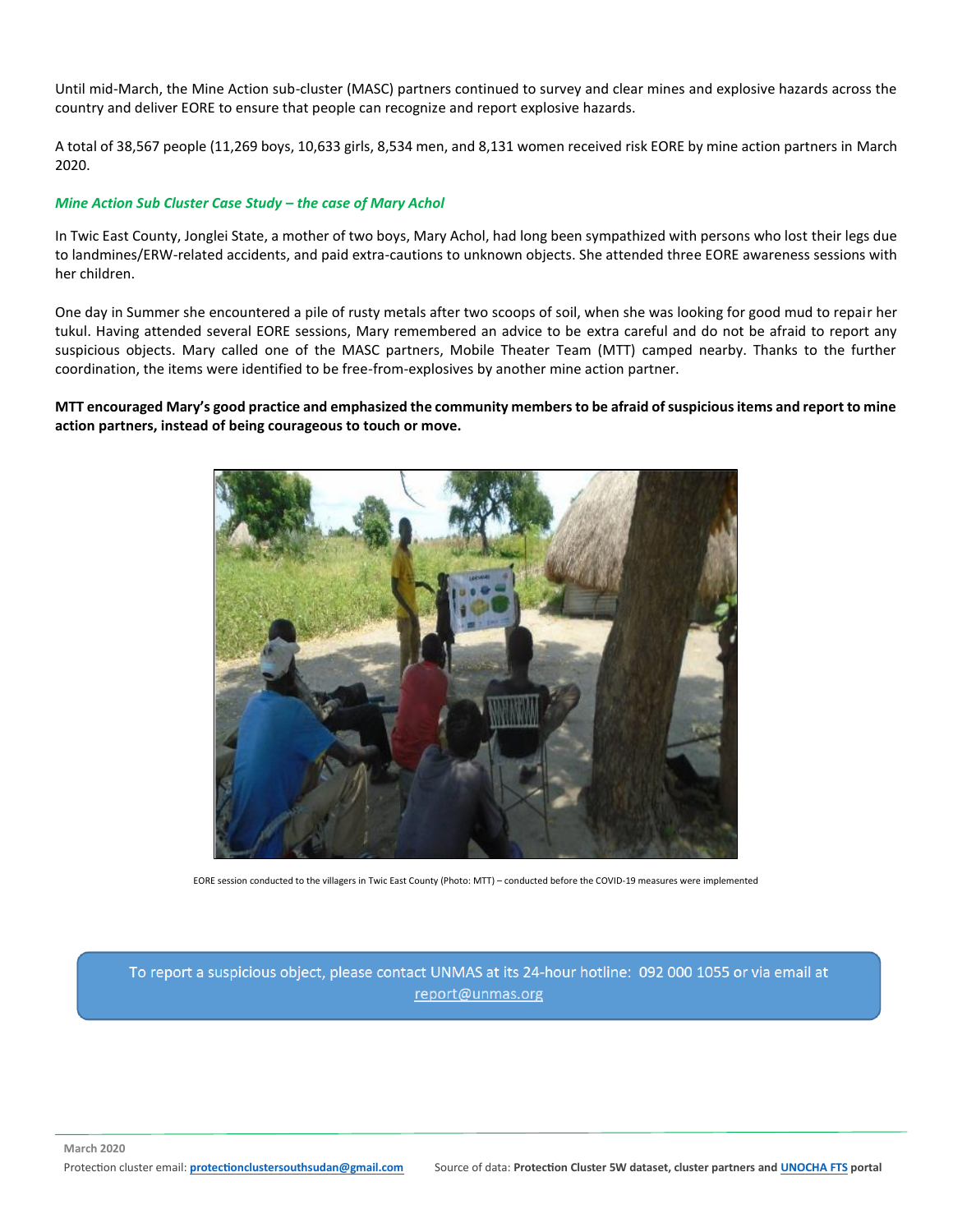Until mid-March, the Mine Action sub-cluster (MASC) partners continued to survey and clear mines and explosive hazards across the country and deliver EORE to ensure that people can recognize and report explosive hazards.

A total of 38,567 people (11,269 boys, 10,633 girls, 8,534 men, and 8,131 women received risk EORE by mine action partners in March 2020.

*Mine Action Sub Cluster Case Study – the case of Mary Achol*

In Twic East County, Jonglei State, a mother of two boys, Mary Achol, had long been sympathized with persons who lost their legs due to landmines/ERW-related accidents, and paid extra-cautions to unknown objects. She attended three EORE awareness sessions with her children.

One day in Summer she encountered a pile of rusty metals after two scoops of soil, when she was looking for good mud to repair her tukul. Having attended several EORE sessions, Mary remembered an advice to be extra careful and do not be afraid to report any suspicious objects. Mary called one of the MASC partners, Mobile Theater Team (MTT) camped nearby. Thanks to the further coordination, the items were identified to be free-from-explosives by another mine action partner.

**MTT encouraged Mary's good practice and emphasized the community members to be afraid of suspicious items and report to mine action partners, instead of being courageous to touch or move.**

EORE session conducted to the villagers in Twic East County (Photo: MTT) – conducted before the COVID-19 measures were implemented

To report a suspicious object, please contact UNMAS at its 24-hour hotline: 092 000 1055 or via email at report@unmas.org

March 2020

Protection cluster email: **protectionclustersouthsudan@gmail.com** Source of data: **Protection Cluster 5W dataset, cluster partners and UNOCHA FTS portal**